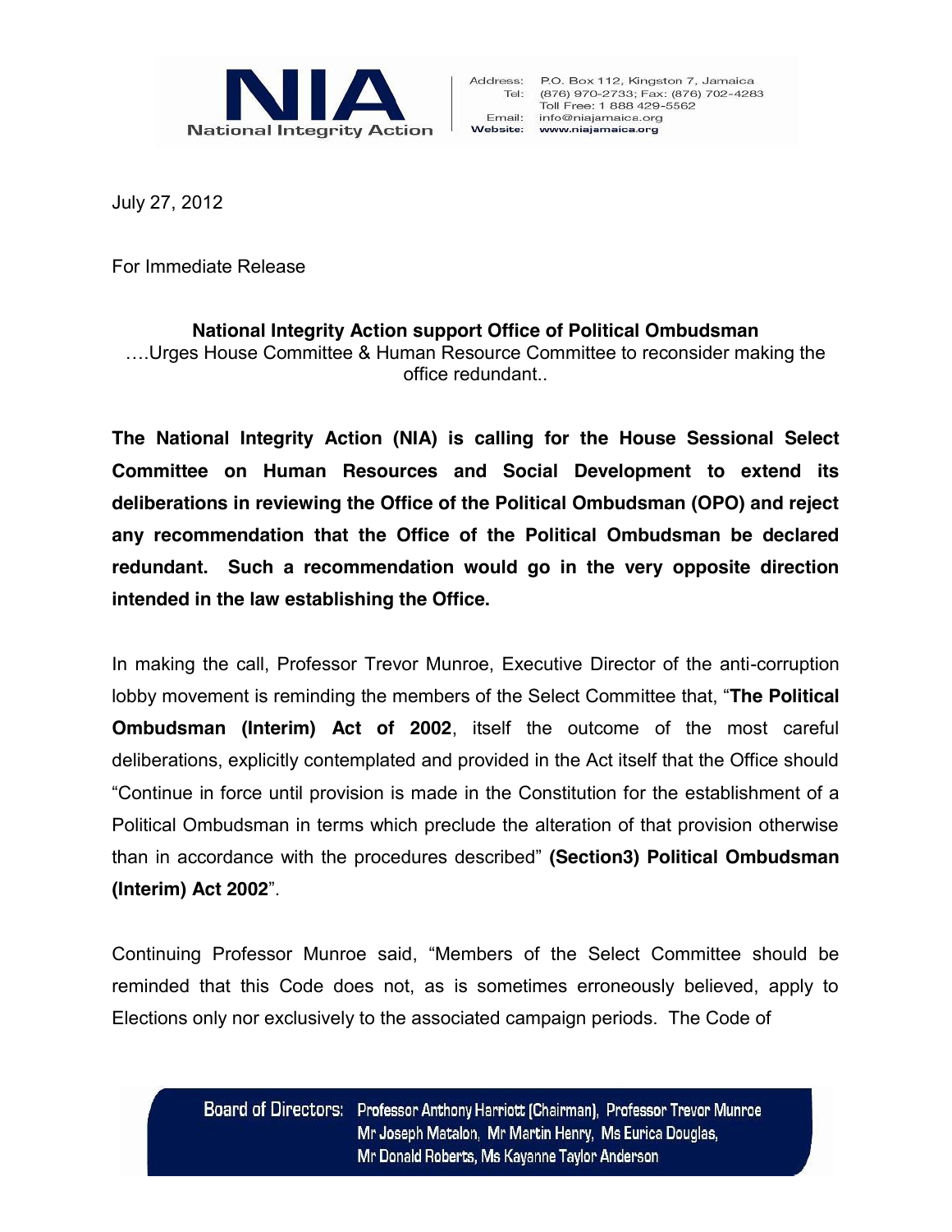NIA
National Integrity Action

Address: P.O. Box 112, Kingston 7, Jamaica
Tel: (876) 970-2733; Fax: (876) 702-4283
Toll Free: 1 888 429-5562
Email: info@niajamaica.org
Website: www.niajamaica.org

July 27, 2012

For Immediate Release

**National Integrity Action support Office of Political Ombudsman**

….Urges House Committee & Human Resource Committee to reconsider making the office redundant..

**The National Integrity Action (NIA) is calling for the House Sessional Select Committee on Human Resources and Social Development to extend its deliberations in reviewing the Office of the Political Ombudsman (OPO) and reject any recommendation that the Office of the Political Ombudsman be declared redundant. Such a recommendation would go in the very opposite direction intended in the law establishing the Office.**

In making the call, Professor Trevor Munroe, Executive Director of the anti-corruption lobby movement is reminding the members of the Select Committee that, "**The Political Ombudsman (Interim) Act of 2002**, itself the outcome of the most careful deliberations, explicitly contemplated and provided in the Act itself that the Office should "Continue in force until provision is made in the Constitution for the establishment of a Political Ombudsman in terms which preclude the alteration of that provision otherwise than in accordance with the procedures described" **(Section3) Political Ombudsman (Interim) Act 2002**".

Continuing Professor Munroe said, "Members of the Select Committee should be reminded that this Code does not, as is sometimes erroneously believed, apply to Elections only nor exclusively to the associated campaign periods. The Code of

Board of Directors: Professor Anthony Harriott (Chairman), Professor Trevor Munroe, Mr Joseph Matalon, Mr Martin Henry, Ms Eurica Douglas, Mr Donald Roberts, Ms Kayanne Taylor Anderson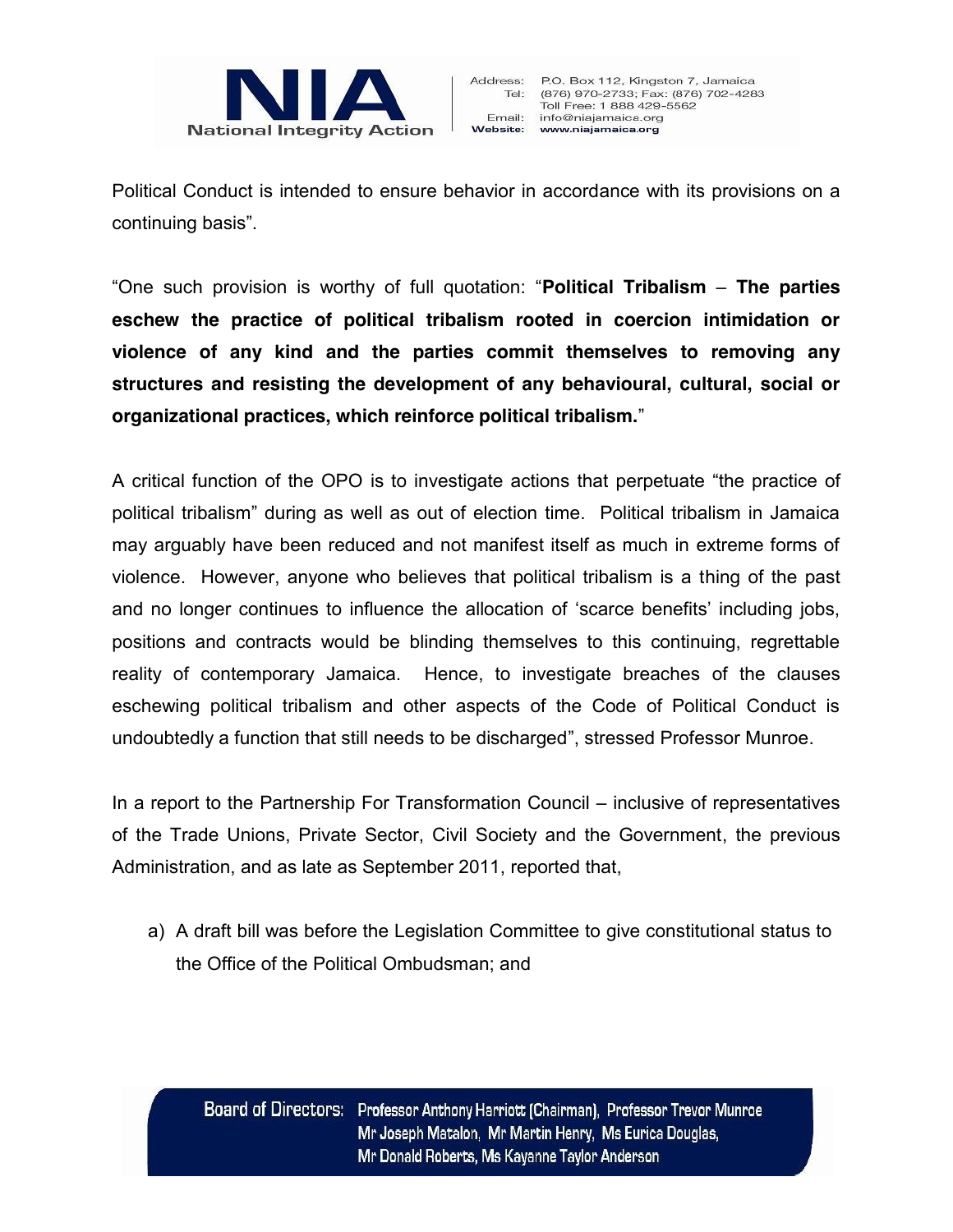Political Conduct is intended to ensure behavior in accordance with its provisions on a continuing basis".

"One such provision is worthy of full quotation: "**Political Tribalism – The parties eschew the practice of political tribalism rooted in coercion intimidation or violence of any kind and the parties commit themselves to removing any structures and resisting the development of any behavioural, cultural, social or organizational practices, which reinforce political tribalism.**"

A critical function of the OPO is to investigate actions that perpetuate "the practice of political tribalism" during as well as out of election time. Political tribalism in Jamaica may arguably have been reduced and not manifest itself as much in extreme forms of violence. However, anyone who believes that political tribalism is a thing of the past and no longer continues to influence the allocation of 'scarce benefits' including jobs, positions and contracts would be blinding themselves to this continuing, regrettable reality of contemporary Jamaica. Hence, to investigate breaches of the clauses eschewing political tribalism and other aspects of the Code of Political Conduct is undoubtedly a function that still needs to be discharged", stressed Professor Munroe.

In a report to the Partnership For Transformation Council – inclusive of representatives of the Trade Unions, Private Sector, Civil Society and the Government, the previous Administration, and as late as September 2011, reported that,

a) A draft bill was before the Legislation Committee to give constitutional status to the Office of the Political Ombudsman; and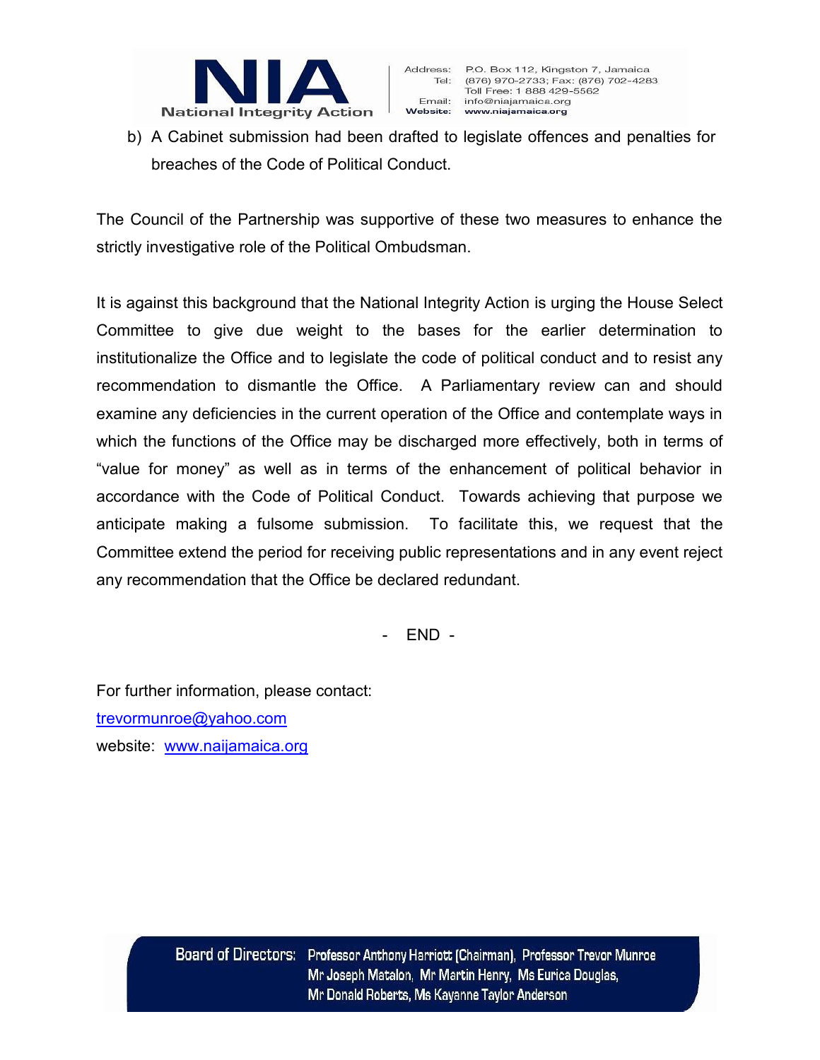b) A Cabinet submission had been drafted to legislate offences and penalties for breaches of the Code of Political Conduct.

The Council of the Partnership was supportive of these two measures to enhance the strictly investigative role of the Political Ombudsman.

It is against this background that the National Integrity Action is urging the House Select Committee to give due weight to the bases for the earlier determination to institutionalize the Office and to legislate the code of political conduct and to resist any recommendation to dismantle the Office. A Parliamentary review can and should examine any deficiencies in the current operation of the Office and contemplate ways in which the functions of the Office may be discharged more effectively, both in terms of "value for money" as well as in terms of the enhancement of political behavior in accordance with the Code of Political Conduct. Towards achieving that purpose we anticipate making a fulsome submission. To facilitate this, we request that the Committee extend the period for receiving public representations and in any event reject any recommendation that the Office be declared redundant.

- END -

For further information, please contact:
trevormunroe@yahoo.com
website: www.naijamaica.org